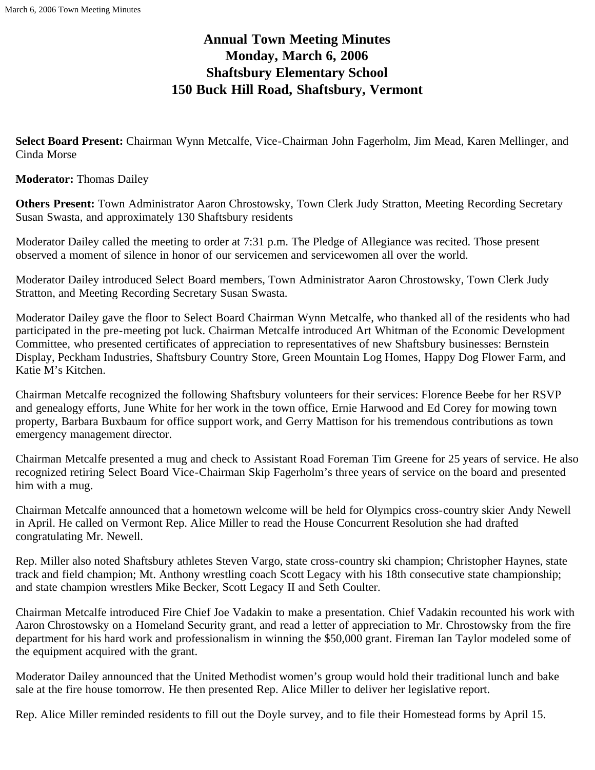# Annual Town Meeting Minutes
# Monday, March 6, 2006
# Shaftsbury Elementary School
# 150 Buck Hill Road, Shaftsbury, Vermont

**Select Board Present:** Chairman Wynn Metcalfe, Vice-Chairman John Fagerholm, Jim Mead, Karen Mellinger, and Cinda Morse

**Moderator:** Thomas Dailey

**Others Present:** Town Administrator Aaron Chrostowsky, Town Clerk Judy Stratton, Meeting Recording Secretary Susan Swasta, and approximately 130 Shaftsbury residents

Moderator Dailey called the meeting to order at 7:31 p.m. The Pledge of Allegiance was recited. Those present observed a moment of silence in honor of our servicemen and servicewomen all over the world.

Moderator Dailey introduced Select Board members, Town Administrator Aaron Chrostowsky, Town Clerk Judy Stratton, and Meeting Recording Secretary Susan Swasta.

Moderator Dailey gave the floor to Select Board Chairman Wynn Metcalfe, who thanked all of the residents who had participated in the pre-meeting pot luck. Chairman Metcalfe introduced Art Whitman of the Economic Development Committee, who presented certificates of appreciation to representatives of new Shaftsbury businesses: Bernstein Display, Peckham Industries, Shaftsbury Country Store, Green Mountain Log Homes, Happy Dog Flower Farm, and Katie M's Kitchen.

Chairman Metcalfe recognized the following Shaftsbury volunteers for their services: Florence Beebe for her RSVP and genealogy efforts, June White for her work in the town office, Ernie Harwood and Ed Corey for mowing town property, Barbara Buxbaum for office support work, and Gerry Mattison for his tremendous contributions as town emergency management director.

Chairman Metcalfe presented a mug and check to Assistant Road Foreman Tim Greene for 25 years of service. He also recognized retiring Select Board Vice-Chairman Skip Fagerholm's three years of service on the board and presented him with a mug.

Chairman Metcalfe announced that a hometown welcome will be held for Olympics cross-country skier Andy Newell in April. He called on Vermont Rep. Alice Miller to read the House Concurrent Resolution she had drafted congratulating Mr. Newell.

Rep. Miller also noted Shaftsbury athletes Steven Vargo, state cross-country ski champion; Christopher Haynes, state track and field champion; Mt. Anthony wrestling coach Scott Legacy with his 18th consecutive state championship; and state champion wrestlers Mike Becker, Scott Legacy II and Seth Coulter.

Chairman Metcalfe introduced Fire Chief Joe Vadakin to make a presentation. Chief Vadakin recounted his work with Aaron Chrostowsky on a Homeland Security grant, and read a letter of appreciation to Mr. Chrostowsky from the fire department for his hard work and professionalism in winning the $50,000 grant. Fireman Ian Taylor modeled some of the equipment acquired with the grant.

Moderator Dailey announced that the United Methodist women's group would hold their traditional lunch and bake sale at the fire house tomorrow. He then presented Rep. Alice Miller to deliver her legislative report.

Rep. Alice Miller reminded residents to fill out the Doyle survey, and to file their Homestead forms by April 15.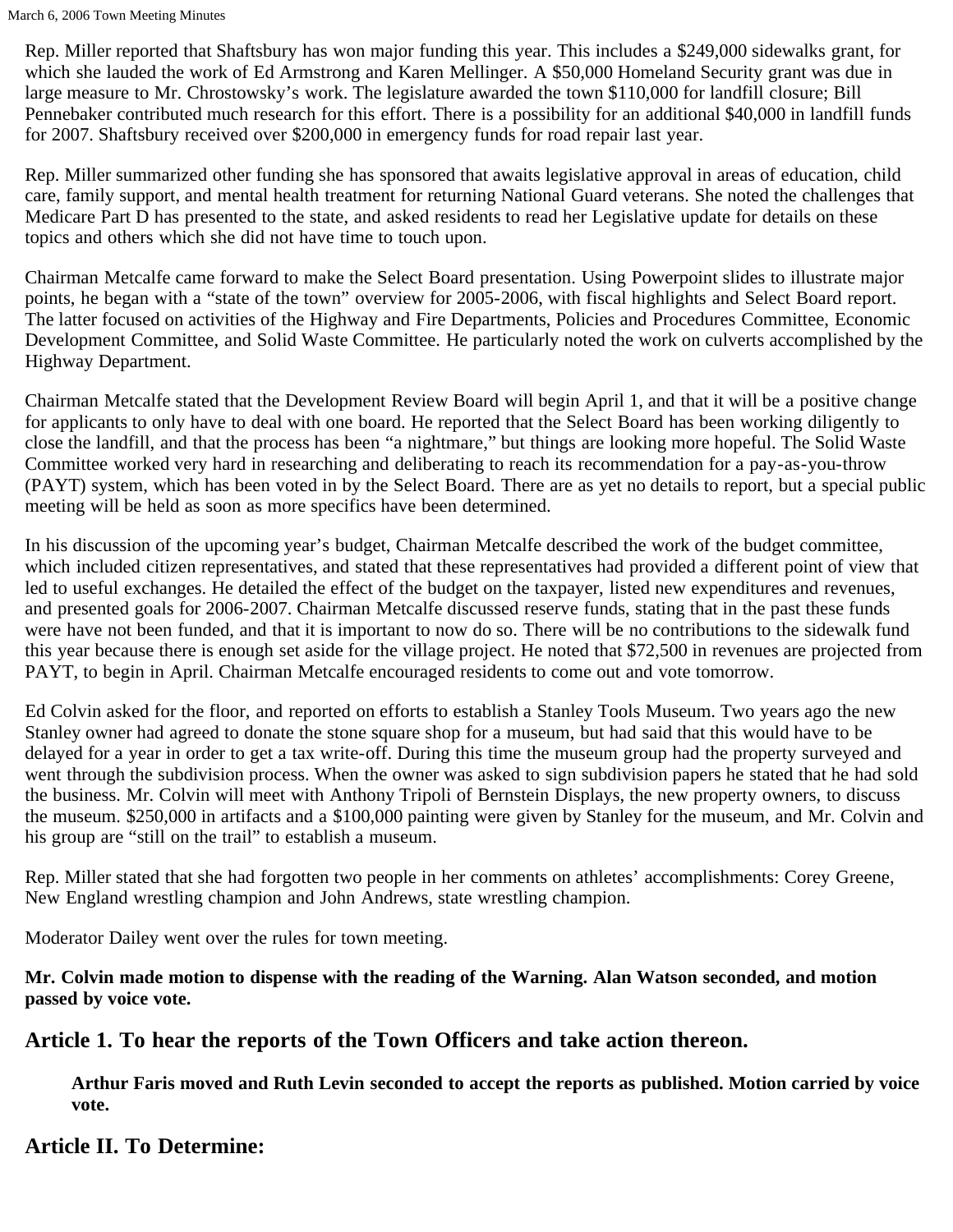Rep. Miller reported that Shaftsbury has won major funding this year. This includes a $249,000 sidewalks grant, for which she lauded the work of Ed Armstrong and Karen Mellinger. A $50,000 Homeland Security grant was due in large measure to Mr. Chrostowsky's work. The legislature awarded the town $110,000 for landfill closure; Bill Pennebaker contributed much research for this effort. There is a possibility for an additional $40,000 in landfill funds for 2007. Shaftsbury received over $200,000 in emergency funds for road repair last year.

Rep. Miller summarized other funding she has sponsored that awaits legislative approval in areas of education, child care, family support, and mental health treatment for returning National Guard veterans. She noted the challenges that Medicare Part D has presented to the state, and asked residents to read her Legislative update for details on these topics and others which she did not have time to touch upon.

Chairman Metcalfe came forward to make the Select Board presentation. Using Powerpoint slides to illustrate major points, he began with a "state of the town" overview for 2005-2006, with fiscal highlights and Select Board report. The latter focused on activities of the Highway and Fire Departments, Policies and Procedures Committee, Economic Development Committee, and Solid Waste Committee. He particularly noted the work on culverts accomplished by the Highway Department.

Chairman Metcalfe stated that the Development Review Board will begin April 1, and that it will be a positive change for applicants to only have to deal with one board. He reported that the Select Board has been working diligently to close the landfill, and that the process has been "a nightmare," but things are looking more hopeful. The Solid Waste Committee worked very hard in researching and deliberating to reach its recommendation for a pay-as-you-throw (PAYT) system, which has been voted in by the Select Board. There are as yet no details to report, but a special public meeting will be held as soon as more specifics have been determined.

In his discussion of the upcoming year's budget, Chairman Metcalfe described the work of the budget committee, which included citizen representatives, and stated that these representatives had provided a different point of view that led to useful exchanges. He detailed the effect of the budget on the taxpayer, listed new expenditures and revenues, and presented goals for 2006-2007. Chairman Metcalfe discussed reserve funds, stating that in the past these funds were have not been funded, and that it is important to now do so. There will be no contributions to the sidewalk fund this year because there is enough set aside for the village project. He noted that $72,500 in revenues are projected from PAYT, to begin in April. Chairman Metcalfe encouraged residents to come out and vote tomorrow.

Ed Colvin asked for the floor, and reported on efforts to establish a Stanley Tools Museum. Two years ago the new Stanley owner had agreed to donate the stone square shop for a museum, but had said that this would have to be delayed for a year in order to get a tax write-off. During this time the museum group had the property surveyed and went through the subdivision process. When the owner was asked to sign subdivision papers he stated that he had sold the business. Mr. Colvin will meet with Anthony Tripoli of Bernstein Displays, the new property owners, to discuss the museum. $250,000 in artifacts and a $100,000 painting were given by Stanley for the museum, and Mr. Colvin and his group are "still on the trail" to establish a museum.

Rep. Miller stated that she had forgotten two people in her comments on athletes' accomplishments: Corey Greene, New England wrestling champion and John Andrews, state wrestling champion.

Moderator Dailey went over the rules for town meeting.

**Mr. Colvin made motion to dispense with the reading of the Warning. Alan Watson seconded, and motion passed by voice vote.**

## Article 1. To hear the reports of the Town Officers and take action thereon.

**Arthur Faris moved and Ruth Levin seconded to accept the reports as published. Motion carried by voice vote.**

## Article II. To Determine: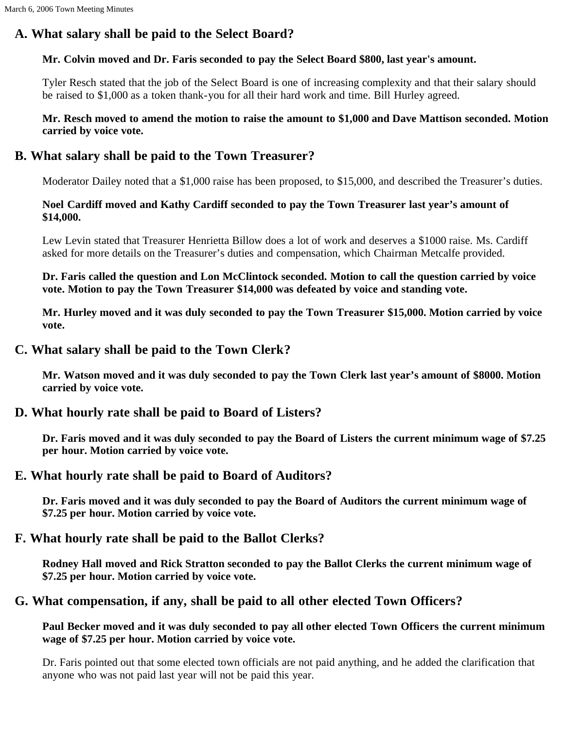## A. What salary shall be paid to the Select Board?

**Mr. Colvin moved and Dr. Faris seconded to pay the Select Board $800, last year's amount.**

Tyler Resch stated that the job of the Select Board is one of increasing complexity and that their salary should be raised to $1,000 as a token thank-you for all their hard work and time. Bill Hurley agreed.

**Mr. Resch moved to amend the motion to raise the amount to $1,000 and Dave Mattison seconded. Motion carried by voice vote.**

## B. What salary shall be paid to the Town Treasurer?

Moderator Dailey noted that a $1,000 raise has been proposed, to $15,000, and described the Treasurer's duties.

**Noel Cardiff moved and Kathy Cardiff seconded to pay the Town Treasurer last year's amount of $14,000.**

Lew Levin stated that Treasurer Henrietta Billow does a lot of work and deserves a $1000 raise. Ms. Cardiff asked for more details on the Treasurer's duties and compensation, which Chairman Metcalfe provided.

**Dr. Faris called the question and Lon McClintock seconded. Motion to call the question carried by voice vote. Motion to pay the Town Treasurer $14,000 was defeated by voice and standing vote.**

**Mr. Hurley moved and it was duly seconded to pay the Town Treasurer $15,000. Motion carried by voice vote.**

## C. What salary shall be paid to the Town Clerk?

**Mr. Watson moved and it was duly seconded to pay the Town Clerk last year's amount of $8000. Motion carried by voice vote.**

## D. What hourly rate shall be paid to Board of Listers?

**Dr. Faris moved and it was duly seconded to pay the Board of Listers the current minimum wage of $7.25 per hour. Motion carried by voice vote.**

## E. What hourly rate shall be paid to Board of Auditors?

**Dr. Faris moved and it was duly seconded to pay the Board of Auditors the current minimum wage of $7.25 per hour. Motion carried by voice vote.**

## F. What hourly rate shall be paid to the Ballot Clerks?

**Rodney Hall moved and Rick Stratton seconded to pay the Ballot Clerks the current minimum wage of $7.25 per hour. Motion carried by voice vote.**

## G. What compensation, if any, shall be paid to all other elected Town Officers?

**Paul Becker moved and it was duly seconded to pay all other elected Town Officers the current minimum wage of $7.25 per hour. Motion carried by voice vote.**

Dr. Faris pointed out that some elected town officials are not paid anything, and he added the clarification that anyone who was not paid last year will not be paid this year.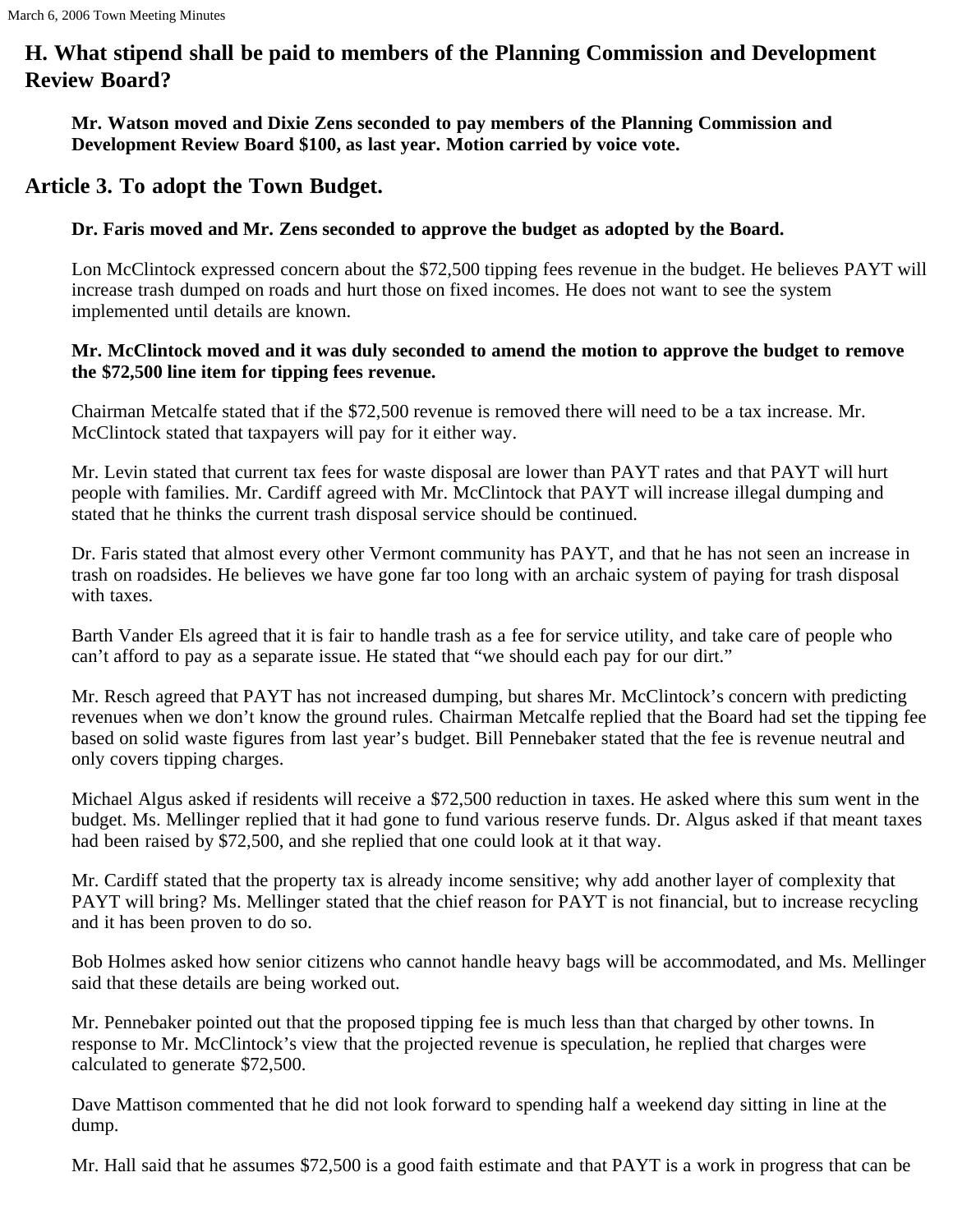## H. What stipend shall be paid to members of the Planning Commission and Development Review Board?

**Mr. Watson moved and Dixie Zens seconded to pay members of the Planning Commission and Development Review Board $100, as last year. Motion carried by voice vote.**

## Article 3. To adopt the Town Budget.

**Dr. Faris moved and Mr. Zens seconded to approve the budget as adopted by the Board.**

Lon McClintock expressed concern about the $72,500 tipping fees revenue in the budget. He believes PAYT will increase trash dumped on roads and hurt those on fixed incomes. He does not want to see the system implemented until details are known.

**Mr. McClintock moved and it was duly seconded to amend the motion to approve the budget to remove the $72,500 line item for tipping fees revenue.**

Chairman Metcalfe stated that if the $72,500 revenue is removed there will need to be a tax increase. Mr. McClintock stated that taxpayers will pay for it either way.

Mr. Levin stated that current tax fees for waste disposal are lower than PAYT rates and that PAYT will hurt people with families. Mr. Cardiff agreed with Mr. McClintock that PAYT will increase illegal dumping and stated that he thinks the current trash disposal service should be continued.

Dr. Faris stated that almost every other Vermont community has PAYT, and that he has not seen an increase in trash on roadsides. He believes we have gone far too long with an archaic system of paying for trash disposal with taxes.

Barth Vander Els agreed that it is fair to handle trash as a fee for service utility, and take care of people who can't afford to pay as a separate issue. He stated that "we should each pay for our dirt."

Mr. Resch agreed that PAYT has not increased dumping, but shares Mr. McClintock's concern with predicting revenues when we don't know the ground rules. Chairman Metcalfe replied that the Board had set the tipping fee based on solid waste figures from last year's budget. Bill Pennebaker stated that the fee is revenue neutral and only covers tipping charges.

Michael Algus asked if residents will receive a $72,500 reduction in taxes. He asked where this sum went in the budget. Ms. Mellinger replied that it had gone to fund various reserve funds. Dr. Algus asked if that meant taxes had been raised by $72,500, and she replied that one could look at it that way.

Mr. Cardiff stated that the property tax is already income sensitive; why add another layer of complexity that PAYT will bring? Ms. Mellinger stated that the chief reason for PAYT is not financial, but to increase recycling and it has been proven to do so.

Bob Holmes asked how senior citizens who cannot handle heavy bags will be accommodated, and Ms. Mellinger said that these details are being worked out.

Mr. Pennebaker pointed out that the proposed tipping fee is much less than that charged by other towns. In response to Mr. McClintock's view that the projected revenue is speculation, he replied that charges were calculated to generate $72,500.

Dave Mattison commented that he did not look forward to spending half a weekend day sitting in line at the dump.

Mr. Hall said that he assumes $72,500 is a good faith estimate and that PAYT is a work in progress that can be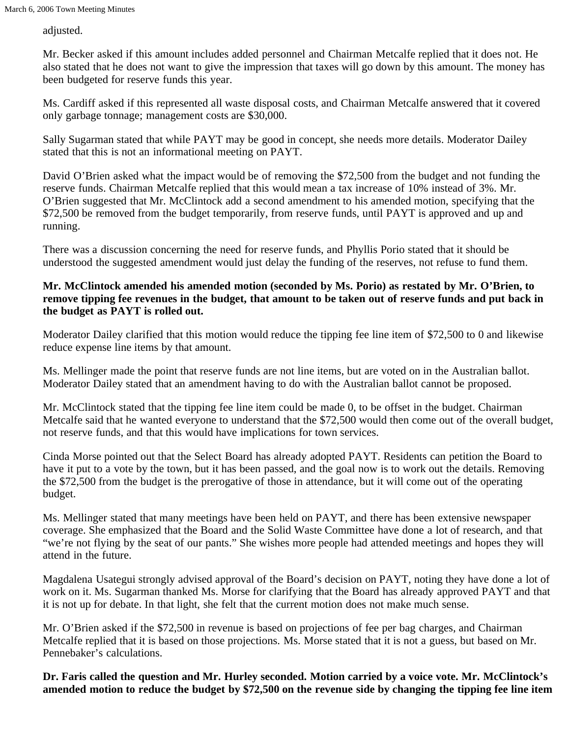adjusted.

Mr. Becker asked if this amount includes added personnel and Chairman Metcalfe replied that it does not. He also stated that he does not want to give the impression that taxes will go down by this amount. The money has been budgeted for reserve funds this year.

Ms. Cardiff asked if this represented all waste disposal costs, and Chairman Metcalfe answered that it covered only garbage tonnage; management costs are $30,000.

Sally Sugarman stated that while PAYT may be good in concept, she needs more details. Moderator Dailey stated that this is not an informational meeting on PAYT.

David O'Brien asked what the impact would be of removing the $72,500 from the budget and not funding the reserve funds. Chairman Metcalfe replied that this would mean a tax increase of 10% instead of 3%. Mr. O'Brien suggested that Mr. McClintock add a second amendment to his amended motion, specifying that the $72,500 be removed from the budget temporarily, from reserve funds, until PAYT is approved and up and running.

There was a discussion concerning the need for reserve funds, and Phyllis Porio stated that it should be understood the suggested amendment would just delay the funding of the reserves, not refuse to fund them.

**Mr. McClintock amended his amended motion (seconded by Ms. Porio) as restated by Mr. O'Brien, to remove tipping fee revenues in the budget, that amount to be taken out of reserve funds and put back in the budget as PAYT is rolled out.**

Moderator Dailey clarified that this motion would reduce the tipping fee line item of $72,500 to 0 and likewise reduce expense line items by that amount.

Ms. Mellinger made the point that reserve funds are not line items, but are voted on in the Australian ballot. Moderator Dailey stated that an amendment having to do with the Australian ballot cannot be proposed.

Mr. McClintock stated that the tipping fee line item could be made 0, to be offset in the budget. Chairman Metcalfe said that he wanted everyone to understand that the $72,500 would then come out of the overall budget, not reserve funds, and that this would have implications for town services.

Cinda Morse pointed out that the Select Board has already adopted PAYT. Residents can petition the Board to have it put to a vote by the town, but it has been passed, and the goal now is to work out the details. Removing the $72,500 from the budget is the prerogative of those in attendance, but it will come out of the operating budget.

Ms. Mellinger stated that many meetings have been held on PAYT, and there has been extensive newspaper coverage. She emphasized that the Board and the Solid Waste Committee have done a lot of research, and that "we're not flying by the seat of our pants." She wishes more people had attended meetings and hopes they will attend in the future.

Magdalena Usategui strongly advised approval of the Board's decision on PAYT, noting they have done a lot of work on it. Ms. Sugarman thanked Ms. Morse for clarifying that the Board has already approved PAYT and that it is not up for debate. In that light, she felt that the current motion does not make much sense.

Mr. O'Brien asked if the $72,500 in revenue is based on projections of fee per bag charges, and Chairman Metcalfe replied that it is based on those projections. Ms. Morse stated that it is not a guess, but based on Mr. Pennebaker's calculations.

**Dr. Faris called the question and Mr. Hurley seconded. Motion carried by a voice vote. Mr. McClintock's amended motion to reduce the budget by $72,500 on the revenue side by changing the tipping fee line item**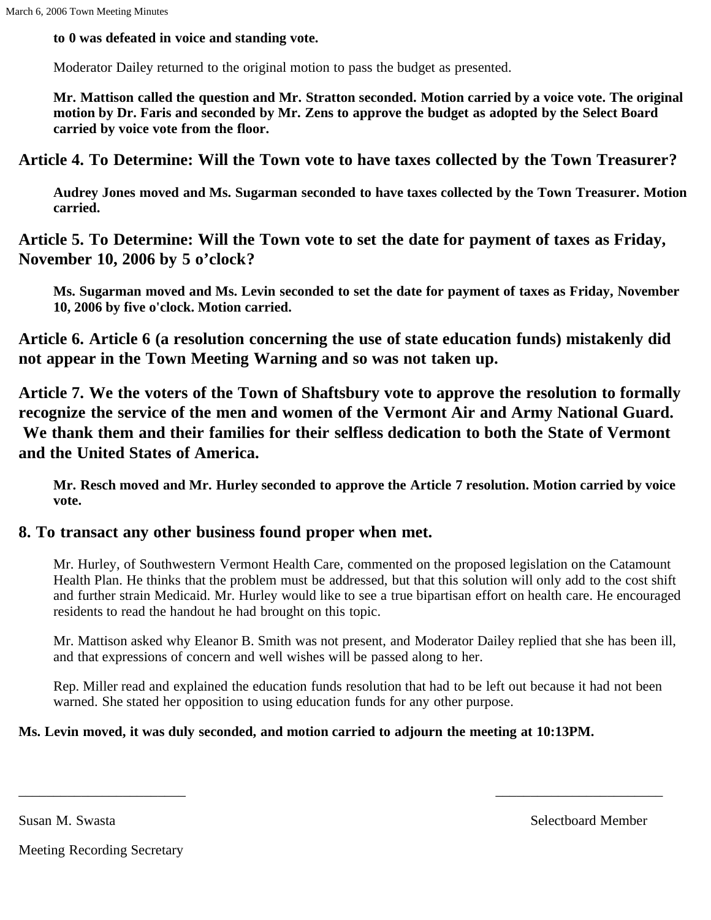**to 0 was defeated in voice and standing vote.**

Moderator Dailey returned to the original motion to pass the budget as presented.

**Mr. Mattison called the question and Mr. Stratton seconded. Motion carried by a voice vote. The original motion by Dr. Faris and seconded by Mr. Zens to approve the budget as adopted by the Select Board carried by voice vote from the floor.**

## Article 4. To Determine: Will the Town vote to have taxes collected by the Town Treasurer?

**Audrey Jones moved and Ms. Sugarman seconded to have taxes collected by the Town Treasurer. Motion carried.**

## Article 5. To Determine: Will the Town vote to set the date for payment of taxes as Friday, November 10, 2006 by 5 o'clock?

**Ms. Sugarman moved and Ms. Levin seconded to set the date for payment of taxes as Friday, November 10, 2006 by five o'clock. Motion carried.**

## Article 6. Article 6 (a resolution concerning the use of state education funds) mistakenly did not appear in the Town Meeting Warning and so was not taken up.

## Article 7. We the voters of the Town of Shaftsbury vote to approve the resolution to formally recognize the service of the men and women of the Vermont Air and Army National Guard. We thank them and their families for their selfless dedication to both the State of Vermont and the United States of America.

**Mr. Resch moved and Mr. Hurley seconded to approve the Article 7 resolution. Motion carried by voice vote.**

## 8. To transact any other business found proper when met.

Mr. Hurley, of Southwestern Vermont Health Care, commented on the proposed legislation on the Catamount Health Plan. He thinks that the problem must be addressed, but that this solution will only add to the cost shift and further strain Medicaid. Mr. Hurley would like to see a true bipartisan effort on health care. He encouraged residents to read the handout he had brought on this topic.

Mr. Mattison asked why Eleanor B. Smith was not present, and Moderator Dailey replied that she has been ill, and that expressions of concern and well wishes will be passed along to her.

Rep. Miller read and explained the education funds resolution that had to be left out because it had not been warned. She stated her opposition to using education funds for any other purpose.

**Ms. Levin moved, it was duly seconded, and motion carried to adjourn the meeting at 10:13PM.**

\_\_\_\_\_\_\_\_\_\_\_\_\_\_\_\_\_\_\_\_\_\_\_\_ \_\_\_\_\_\_\_\_\_\_\_\_\_\_\_\_\_\_\_\_\_\_\_\_

Susan M. Swasta — Selectboard Member

Meeting Recording Secretary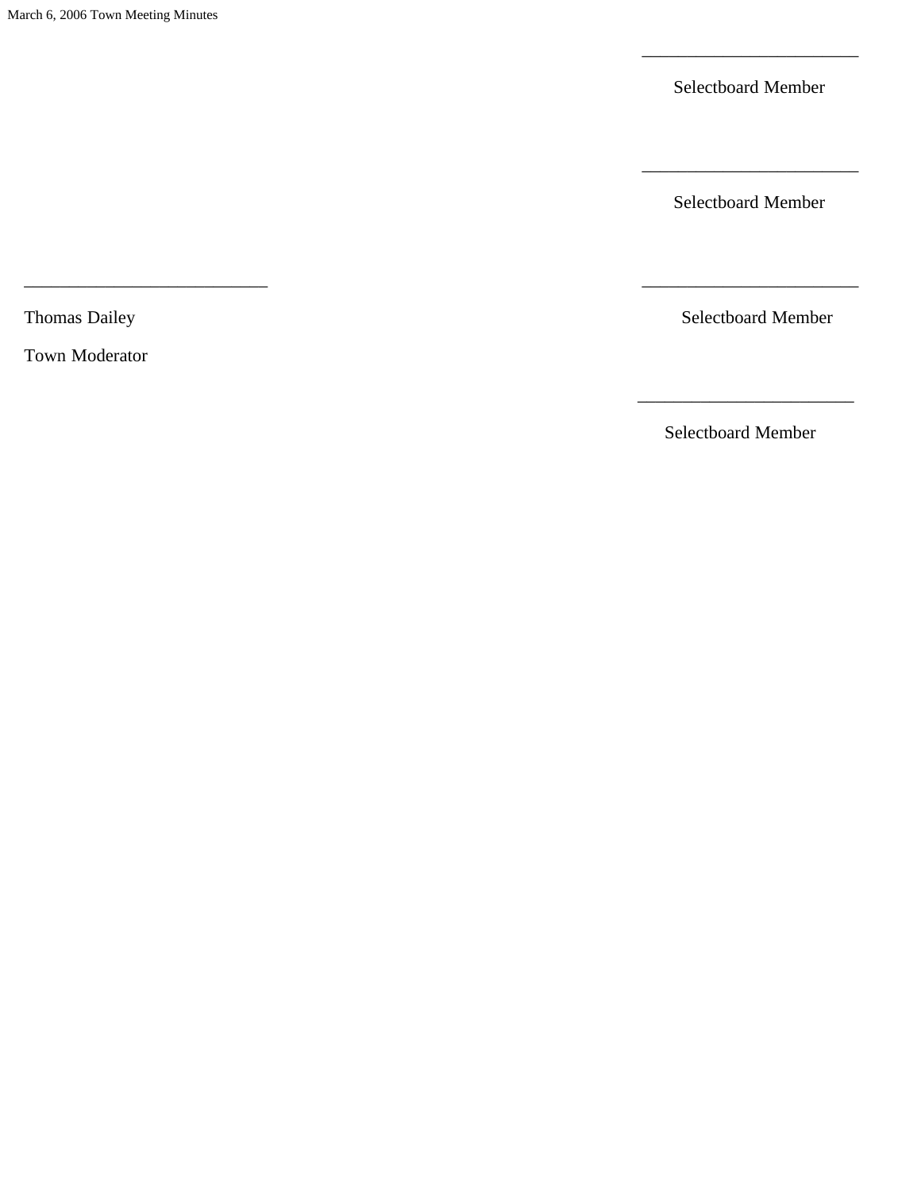\_\_\_\_\_\_\_\_\_\_\_\_\_\_\_\_\_\_\_\_\_\_\_\_

Selectboard Member

\_\_\_\_\_\_\_\_\_\_\_\_\_\_\_\_\_\_\_\_\_\_\_\_

Selectboard Member

\_\_\_\_\_\_\_\_\_\_\_\_\_\_\_\_\_\_\_\_\_\_\_\_\_\_\_

Thomas Dailey

Town Moderator

\_\_\_\_\_\_\_\_\_\_\_\_\_\_\_\_\_\_\_\_\_\_\_\_

Selectboard Member

\_\_\_\_\_\_\_\_\_\_\_\_\_\_\_\_\_\_\_\_\_\_\_\_

Selectboard Member